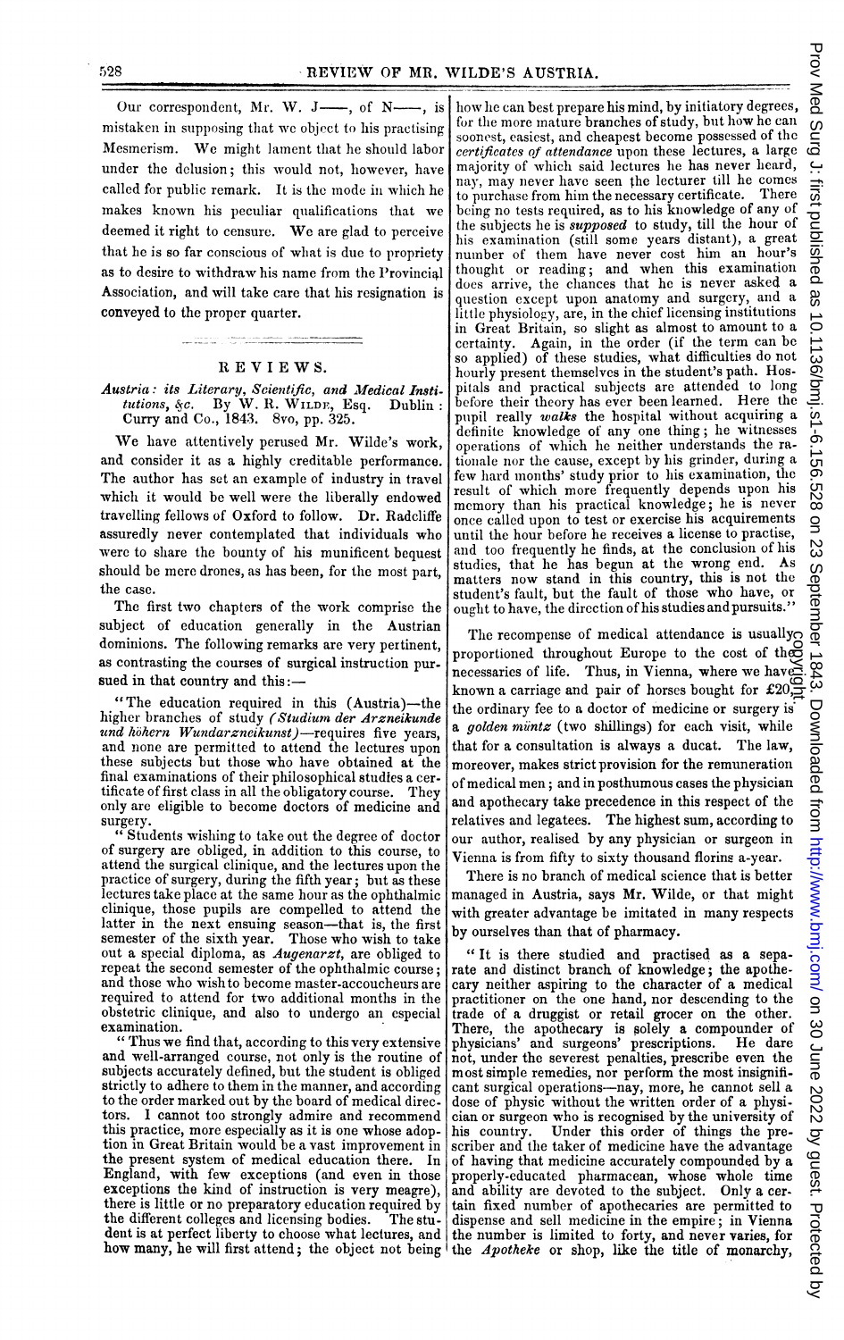Our correspondent, Mr. W. J——, of N——, is mistaken in supposing that we object to his practising Mesmerism. We might lament that he should labor under the delusion; this would not, however, have called for public remark. It is the mode in which he makes known his peculiar qualifications that we deemed it right to censure. We are glad to perceive that he is so far conscious of what is due to propriety as to desire to withdraw his name from the Provincial Association, and will take care that his resignation is conveyed to the proper quarter.

## REVIEWS.

*Austria: its Literary, Scientific, and Medical Institutions, &c.* By W. R. Wilde, Esq. Dublin: Curry and Co., 1843. 8vo, pp. 325.

We have attentively perused Mr. Wilde's work, and consider it as a highly creditable performance. The author has set an example of industry in travel which it would be well were the liberally endowed travelling fellows of Oxford to follow. Dr. Radcliffe assuredly never contemplated that individuals who were to share the bounty of his munificent bequest should be mere drones, as has been, for the most part, the case.

The first two chapters of the work comprise the subject of education generally in the Austrian dominions. The following remarks are very pertinent, as contrasting the courses of surgical instruction pursued in that country and this:—

"The education required in this (Austria)—the higher branches of study *(Studium der Arzneikunde und höhern Wundarzneikunst)*—requires five years, and none are permitted to attend the lectures upon these subjects but those who have obtained at the final examinations of their philosophical studies a certificate of first class in all the obligatory course. They only are eligible to become doctors of medicine and surgery.

"Students wishing to take out the degree of doctor of surgery are obliged, in addition to this course, to attend the surgical clinique, and the lectures upon the practice of surgery, during the fifth year; but as these lectures take place at the same hour as the ophthalmic clinique, those pupils are compelled to attend the latter in the next ensuing season—that is, the first semester of the sixth year. Those who wish to take out a special diploma, as *Augenarzt*, are obliged to repeat the second semester of the ophthalmic course; and those who wish to become master-accoucheurs are required to attend for two additional months in the obstetric clinique, and also to undergo an especial examination.

"Thus we find that, according to this very extensive and well-arranged course, not only is the routine of subjects accurately defined, but the student is obliged strictly to adhere to them in the manner, and according to the order marked out by the board of medical directors. I cannot too strongly admire and recommend this practice, more especially as it is one whose adoption in Great Britain would be a vast improvement in the present system of medical education there. In England, with few exceptions (and even in those exceptions the kind of instruction is very meagre), there is little or no preparatory education required by the different colleges and licensing bodies. The student is at perfect liberty to choose what lectures, and how many, he will first attend; the object not being how he can best prepare his mind, by initiatory degrees, for the more mature branches of study, but how he can soonest, easiest, and cheapest become possessed of the *certificates of attendance* upon these lectures, a large majority of which said lectures he has never heard, nay, may never have seen the lecturer till he comes to purchase from him the necessary certificate. There being no tests required, as to his knowledge of any of the subjects he is *supposed* to study, till the hour of his examination (still some years distant), a great number of them have never cost him an hour's thought or reading; and when this examination does arrive, the chances that he is never asked a question except upon anatomy and surgery, and a little physiology, are, in the chief licensing institutions in Great Britain, so slight as almost to amount to a certainty. Again, in the order (if the term can be so applied) of these studies, what difficulties do not hourly present themselves in the student's path. Hospitals and practical subjects are attended to long before their theory has ever been learned. Here the pupil really *walks* the hospital without acquiring a definite knowledge of any one thing; he witnesses operations of which he neither understands the rationale nor the cause, except by his grinder, during a few hard months' study prior to his examination, the result of which more frequently depends upon his memory than his practical knowledge; he is never once called upon to test or exercise his acquirements until the hour before he receives a license to practise, and too frequently he finds, at the conclusion of his studies, that he has begun at the wrong end. As matters now stand in this country, this is not the student's fault, but the fault of those who have, or ought to have, the direction of his studies and pursuits."

The recompense of medical attendance is usually proportioned throughout Europe to the cost of the necessaries of life. Thus, in Vienna, where we have known a carriage and pair of horses bought for £20, the ordinary fee to a doctor of medicine or surgery is a *golden müntz* (two shillings) for each visit, while that for a consultation is always a ducat. The law, moreover, makes strict provision for the remuneration of medical men; and in posthumous cases the physician and apothecary take precedence in this respect of the relatives and legatees. The highest sum, according to our author, realised by any physician or surgeon in Vienna is from fifty to sixty thousand florins a-year.

There is no branch of medical science that is better managed in Austria, says Mr. Wilde, or that might with greater advantage be imitated in many respects by ourselves than that of pharmacy.

"It is there studied and practised as a separate and distinct branch of knowledge; the apothecary neither aspiring to the character of a medical practitioner on the one hand, nor descending to the trade of a druggist or retail grocer on the other. There, the apothecary is solely a compounder of physicians' and surgeons' prescriptions. He dare not, under the severest penalties, prescribe even the most simple remedies, nor perform the most insignificant surgical operations—nay, more, he cannot sell a dose of physic without the written order of a physician or surgeon who is recognised by the university of his country. Under this order of things the prescriber and the taker of medicine have the advantage of having that medicine accurately compounded by a properly-educated pharmacean, whose whole time and ability are devoted to the subject. Only a certain fixed number of apothecaries are permitted to dispense and sell medicine in the empire; in Vienna the number is limited to forty, and never varies, for the *Apotheke* or shop, like the title of monarchy,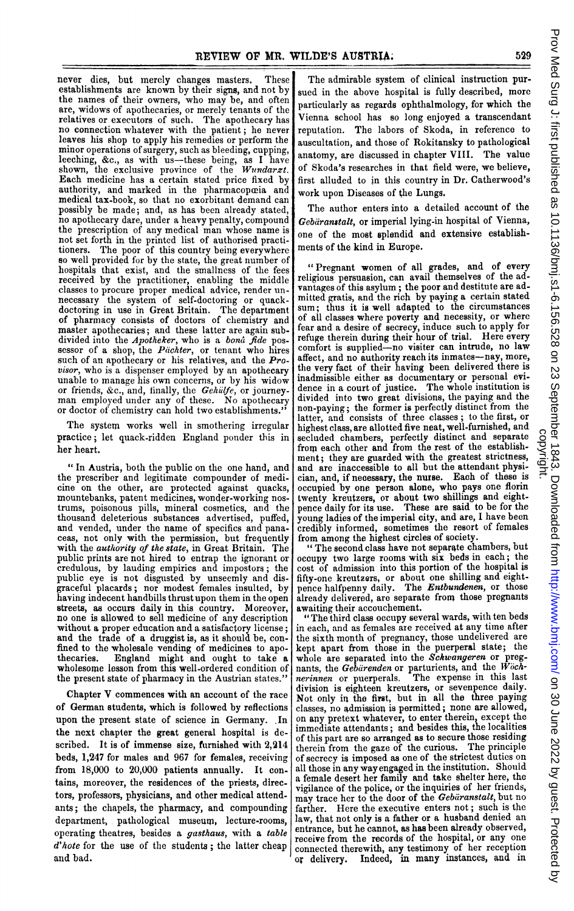never dies, but merely changes masters. These establishments are known by their signs, and not by the names of their owners, who may be, and often are, widows of apothecaries, or merely tenants of the relatives or executors of such. The apothecary has no connection whatever with the patient; he never leaves his shop to apply his remedies or perform the minor operations of surgery, such as bleeding, cupping, leeching, &c., as with us—these being, as I have shown, the exclusive province of the *Wundarzt*. Each medicine has a certain stated price fixed by authority, and marked in the pharmacopœia and medical tax-book, so that no exorbitant demand can possibly be made; and, as has been already stated, no apothecary dare, under a heavy penalty, compound the prescription of any medical man whose name is not set forth in the printed list of authorised practitioners. The poor of this country being everywhere so well provided for by the state, the great number of hospitals that exist, and the smallness of the fees received by the practitioner, enabling the middle classes to procure proper medical advice, render unnecessary the system of self-doctoring or quack-doctoring in use in Great Britain. The department of pharmacy consists of doctors of chemistry and master apothecaries; and these latter are again subdivided into the *Apotheker*, who is a *bonâ fide* possessor of a shop, the *Püchter*, or tenant who hires such of an apothecary or his relatives, and the *Provisor*, who is a dispenser employed by an apothecary unable to manage his own concerns, or by his widow or friends, &c., and, finally, the *Gehülfe*, or journeyman employed under any of these. No apothecary or doctor of chemistry can hold two establishments."

The system works well in smothering irregular practice; let quack-ridden England ponder this in her heart.

"In Austria, both the public on the one hand, and the prescriber and legitimate compounder of medicine on the other, are protected against quacks, mountebanks, patent medicines, wonder-working nostrums, poisonous pills, mineral cosmetics, and the thousand deleterious substances advertised, puffed, and vended, under the name of specifics and panaceas, not only with the permission, but frequently with the *authority of the state*, in Great Britain. The public prints are not hired to entrap the ignorant or credulous, by lauding empirics and impostors; the public eye is not disgusted by unseemly and disgraceful placards; nor modest females insulted, by having indecent handbills thrust upon them in the open streets, as occurs daily in this country. Moreover, no one is allowed to sell medicine of any description without a proper education and a satisfactory license; and the trade of a druggist is, as it should be, confined to the wholesale vending of medicines to apothecaries. England might and ought to take a wholesome lesson from this well-ordered condition of the present state of pharmacy in the Austrian states."

Chapter V commences with an account of the race of German students, which is followed by reflections upon the present state of science in Germany. In the next chapter the great general hospital is described. It is of immense size, furnished with 2,214 beds, 1,247 for males and 967 for females, receiving from 18,000 to 20,000 patients annually. It contains, moreover, the residences of the priests, directors, professors, physicians, and other medical attendants; the chapels, the pharmacy, and compounding department, pathological museum, lecture-rooms, operating theatres, besides a *gasthaus*, with a *table d'hote* for the use of the students; the latter cheap and bad.

The admirable system of clinical instruction pursued in the above hospital is fully described, more particularly as regards ophthalmology, for which the Vienna school has so long enjoyed a transcendant reputation. The labors of Skoda, in reference to auscultation, and those of Rokitansky to pathological anatomy, are discussed in chapter VIII. The value of Skoda's researches in that field were, we believe, first alluded to in this country in Dr. Catherwood's work upon Diseases of the Lungs.

The author enters into a detailed account of the *Gebäranstalt*, or imperial lying-in hospital of Vienna, one of the most splendid and extensive establishments of the kind in Europe.

"Pregnant women of all grades, and of every religious persuasion, can avail themselves of the advantages of this asylum; the poor and destitute are admitted gratis, and the rich by paying a certain stated sum; thus it is well adapted to the circumstances of all classes where poverty and necessity, or where fear and a desire of secrecy, induce such to apply for refuge therein during their hour of trial. Here every comfort is supplied—no visiter can intrude, no law affect, and no authority reach its inmates—nay, more, the very fact of their having been delivered there is inadmissible either as documentary or personal evidence in a court of justice. The whole institution is divided into two great divisions, the paying and the non-paying; the former is perfectly distinct from the latter, and consists of three classes; to the first, or highest class, are allotted five neat, well-furnished, and secluded chambers, perfectly distinct and separate from each other and from the rest of the establishment; they are guarded with the greatest strictness, and are inaccessible to all but the attendant physician, and, if necessary, the nurse. Each of these is occupied by one person alone, who pays one florin twenty kreutzers, or about two shillings and eightpence daily for its use. These are said to be for the young ladies of the imperial city, and are, I have been credibly informed, sometimes the resort of females from among the highest circles of society.

"The second class have not separate chambers, but occupy two large rooms with six beds in each; the cost of admission into this portion of the hospital is fifty-one kreutzers, or about one shilling and eightpence halfpenny daily. The *Entbundenen*, or those already delivered, are separate from those pregnants awaiting their accouchement.

"The third class occupy several wards, with ten beds in each, and as females are received at any time after the sixth month of pregnancy, those undelivered are kept apart from those in the puerperal state; the whole are separated into the *Schwangeren* or pregnants, the *Gebärenden* or parturients, and the *Wöchnerinnen* or puerperals. The expense in this last division is eighteen kreutzers, or sevenpence daily. Not only in the first, but in all the three paying classes, no admission is permitted; none are allowed, on any pretext whatever, to enter therein, except the immediate attendants; and besides this, the localities of this part are so arranged as to secure those residing therein from the gaze of the curious. The principle of secrecy is imposed as one of the strictest duties on all those in any way engaged in the institution. Should a female desert her family and take shelter here, the vigilance of the police, or the inquiries of her friends, may trace her to the door of the *Gebäranstalt*, but no farther. Here the executive enters not; such is the law, that not only is a father or a husband denied an entrance, but he cannot, as has been already observed, receive from the records of the hospital, or any one connected therewith, any testimony of her reception or delivery. Indeed, in many instances, and in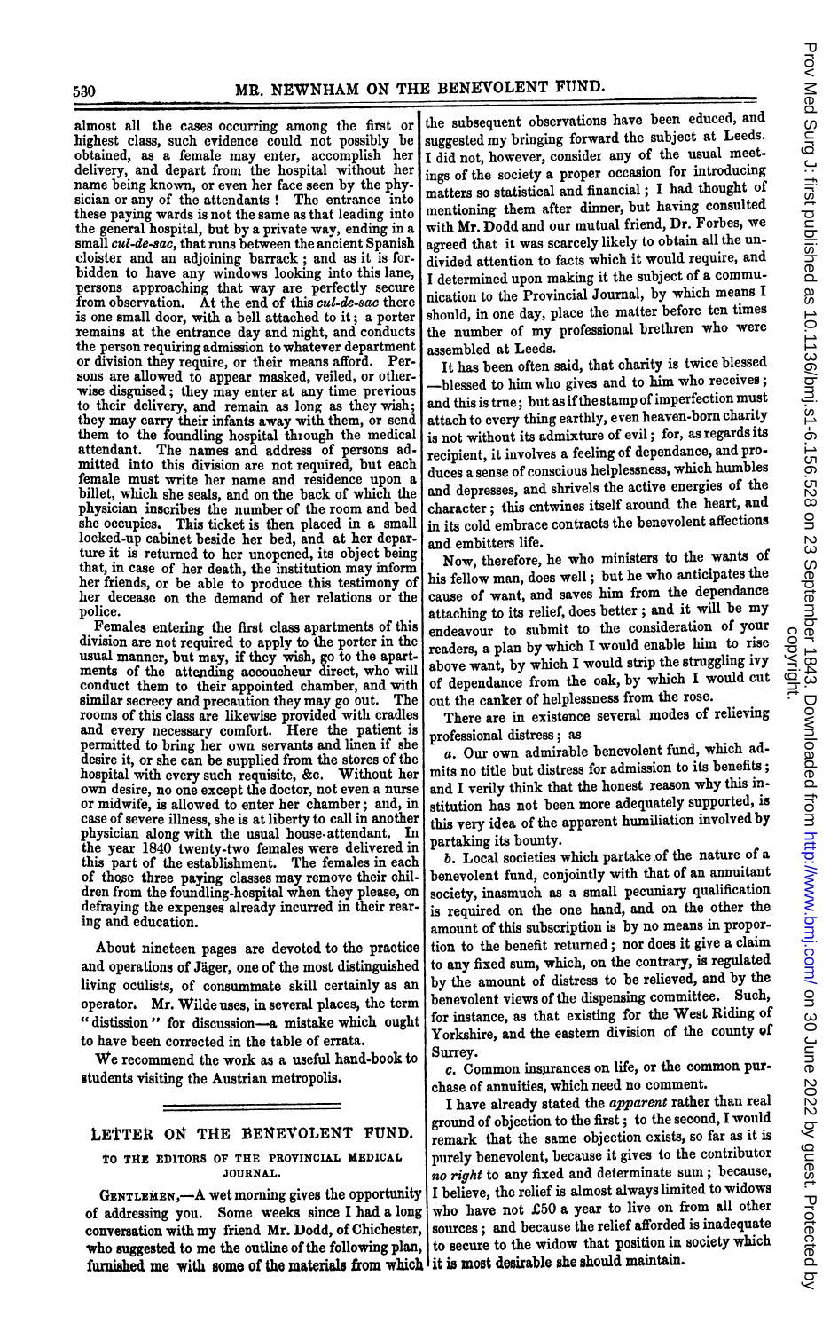almost all the cases occurring among the first or highest class, such evidence could not possibly be obtained, as a female may enter, accomplish her delivery, and depart from the hospital without her name being known, or even her face seen by the physician or any of the attendants! The entrance into these paying wards is not the same as that leading into the general hospital, but by a private way, ending in a small *cul-de-sac*, that runs between the ancient Spanish cloister and an adjoining barrack; and as it is forbidden to have any windows looking into this lane, persons approaching that way are perfectly secure from observation. At the end of this *cul-de-sac* there is one small door, with a bell attached to it; a porter remains at the entrance day and night, and conducts the person requiring admission to whatever department or division they require, or their means afford. Persons are allowed to appear masked, veiled, or otherwise disguised; they may enter at any time previous to their delivery, and remain as long as they wish; they may carry their infants away with them, or send them to the foundling hospital through the medical attendant. The names and address of persons admitted into this division are not required, but each female must write her name and residence upon a billet, which she seals, and on the back of which the physician inscribes the number of the room and bed she occupies. This ticket is then placed in a small locked-up cabinet beside her bed, and at her departure it is returned to her unopened, its object being that, in case of her death, the institution may inform her friends, or be able to produce this testimony of her decease on the demand of her relations or the police.

Females entering the first class apartments of this division are not required to apply to the porter in the usual manner, but may, if they wish, go to the apartments of the attending accoucheur direct, who will conduct them to their appointed chamber, and with similar secrecy and precaution they may go out. The rooms of this class are likewise provided with cradles and every necessary comfort. Here the patient is permitted to bring her own servants and linen if she desire it, or she can be supplied from the stores of the hospital with every such requisite, &c. Without her own desire, no one except the doctor, not even a nurse or midwife, is allowed to enter her chamber; and, in case of severe illness, she is at liberty to call in another physician along with the usual house-attendant. In the year 1840 twenty-two females were delivered in this part of the establishment. The females in each of those three paying classes may remove their children from the foundling-hospital when they please, on defraying the expenses already incurred in their rearing and education.

About nineteen pages are devoted to the practice and operations of Jäger, one of the most distinguished living oculists, of consummate skill certainly as an operator. Mr. Wilde uses, in several places, the term "distission" for discussion—a mistake which ought to have been corrected in the table of errata.

We recommend the work as a useful hand-book to students visiting the Austrian metropolis.

## LETTER ON THE BENEVOLENT FUND.

TO THE EDITORS OF THE PROVINCIAL MEDICAL JOURNAL.

GENTLEMEN,—A wet morning gives the opportunity of addressing you. Some weeks since I had a long conversation with my friend Mr. Dodd, of Chichester, who suggested to me the outline of the following plan, furnished me with some of the materials from which the subsequent observations have been educed, and suggested my bringing forward the subject at Leeds. I did not, however, consider any of the usual meetings of the society a proper occasion for introducing matters so statistical and financial; I had thought of mentioning them after dinner, but having consulted with Mr. Dodd and our mutual friend, Dr. Forbes, we agreed that it was scarcely likely to obtain all the undivided attention to facts which it would require, and I determined upon making it the subject of a communication to the Provincial Journal, by which means I should, in one day, place the matter before ten times the number of my professional brethren who were assembled at Leeds.

It has been often said, that charity is twice blessed —blessed to him who gives and to him who receives; and this is true; but as if the stamp of imperfection must attach to every thing earthly, even heaven-born charity is not without its admixture of evil; for, as regards its recipient, it involves a feeling of dependance, and produces a sense of conscious helplessness, which humbles and depresses, and shrivels the active energies of the character; this entwines itself around the heart, and in its cold embrace contracts the benevolent affections and embitters life.

Now, therefore, he who ministers to the wants of his fellow man, does well; but he who anticipates the cause of want, and saves him from the dependance attaching to its relief, does better; and it will be my endeavour to submit to the consideration of your readers, a plan by which I would enable him to rise above want, by which I would strip the struggling ivy of dependance from the oak, by which I would cut out the canker of helplessness from the rose.

There are in existence several modes of relieving professional distress; as

*a.* Our own admirable benevolent fund, which admits no title but distress for admission to its benefits; and I verily think that the honest reason why this institution has not been more adequately supported, is this very idea of the apparent humiliation involved by partaking its bounty.

*b.* Local societies which partake of the nature of a benevolent fund, conjointly with that of an annuitant society, inasmuch as a small pecuniary qualification is required on the one hand, and on the other the amount of this subscription is by no means in proportion to the benefit returned; nor does it give a claim to any fixed sum, which, on the contrary, is regulated by the amount of distress to be relieved, and by the benevolent views of the dispensing committee. Such, for instance, as that existing for the West Riding of Yorkshire, and the eastern division of the county of Surrey.

*c.* Common insurances on life, or the common purchase of annuities, which need no comment.

I have already stated the *apparent* rather than real ground of objection to the first; to the second, I would remark that the same objection exists, so far as it is purely benevolent, because it gives to the contributor *no right* to any fixed and determinate sum; because, I believe, the relief is almost always limited to widows who have not £50 a year to live on from all other sources; and because the relief afforded is inadequate to secure to the widow that position in society which it is most desirable she should maintain.